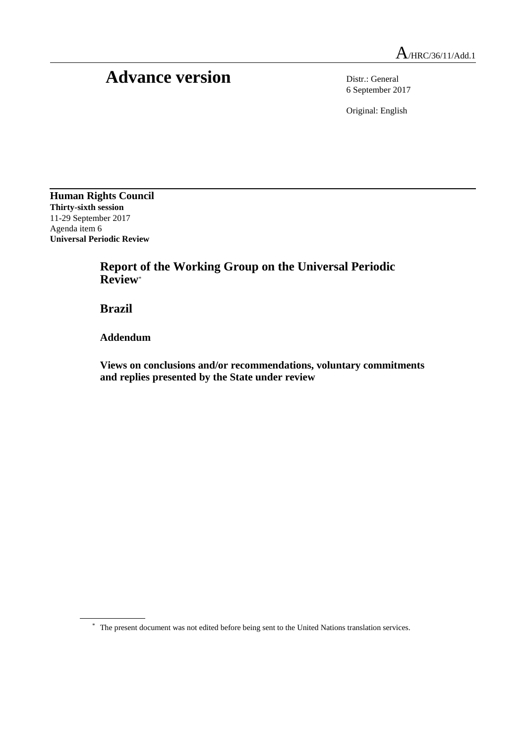A/HRC/36/11/Add.1

# Advance version

Distr.: General
6 September 2017

Original: English

**Human Rights Council**
**Thirty-sixth session**
11-29 September 2017
Agenda item 6
**Universal Periodic Review**

## Report of the Working Group on the Universal Periodic Review*

## Brazil

### Addendum

### Views on conclusions and/or recommendations, voluntary commitments and replies presented by the State under review

* The present document was not edited before being sent to the United Nations translation services.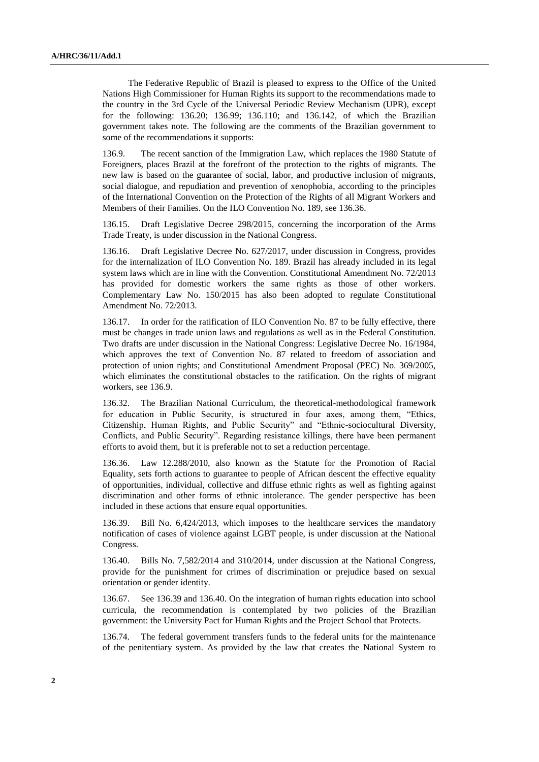The Federative Republic of Brazil is pleased to express to the Office of the United Nations High Commissioner for Human Rights its support to the recommendations made to the country in the 3rd Cycle of the Universal Periodic Review Mechanism (UPR), except for the following: 136.20; 136.99; 136.110; and 136.142, of which the Brazilian government takes note. The following are the comments of the Brazilian government to some of the recommendations it supports:

136.9. The recent sanction of the Immigration Law, which replaces the 1980 Statute of Foreigners, places Brazil at the forefront of the protection to the rights of migrants. The new law is based on the guarantee of social, labor, and productive inclusion of migrants, social dialogue, and repudiation and prevention of xenophobia, according to the principles of the International Convention on the Protection of the Rights of all Migrant Workers and Members of their Families. On the ILO Convention No. 189, see 136.36.

136.15. Draft Legislative Decree 298/2015, concerning the incorporation of the Arms Trade Treaty, is under discussion in the National Congress.

136.16. Draft Legislative Decree No. 627/2017, under discussion in Congress, provides for the internalization of ILO Convention No. 189. Brazil has already included in its legal system laws which are in line with the Convention. Constitutional Amendment No. 72/2013 has provided for domestic workers the same rights as those of other workers. Complementary Law No. 150/2015 has also been adopted to regulate Constitutional Amendment No. 72/2013.

136.17. In order for the ratification of ILO Convention No. 87 to be fully effective, there must be changes in trade union laws and regulations as well as in the Federal Constitution. Two drafts are under discussion in the National Congress: Legislative Decree No. 16/1984, which approves the text of Convention No. 87 related to freedom of association and protection of union rights; and Constitutional Amendment Proposal (PEC) No. 369/2005, which eliminates the constitutional obstacles to the ratification. On the rights of migrant workers, see 136.9.

136.32. The Brazilian National Curriculum, the theoretical-methodological framework for education in Public Security, is structured in four axes, among them, "Ethics, Citizenship, Human Rights, and Public Security" and "Ethnic-sociocultural Diversity, Conflicts, and Public Security". Regarding resistance killings, there have been permanent efforts to avoid them, but it is preferable not to set a reduction percentage.

136.36. Law 12.288/2010, also known as the Statute for the Promotion of Racial Equality, sets forth actions to guarantee to people of African descent the effective equality of opportunities, individual, collective and diffuse ethnic rights as well as fighting against discrimination and other forms of ethnic intolerance. The gender perspective has been included in these actions that ensure equal opportunities.

136.39. Bill No. 6,424/2013, which imposes to the healthcare services the mandatory notification of cases of violence against LGBT people, is under discussion at the National Congress.

136.40. Bills No. 7,582/2014 and 310/2014, under discussion at the National Congress, provide for the punishment for crimes of discrimination or prejudice based on sexual orientation or gender identity.

136.67. See 136.39 and 136.40. On the integration of human rights education into school curricula, the recommendation is contemplated by two policies of the Brazilian government: the University Pact for Human Rights and the Project School that Protects.

136.74. The federal government transfers funds to the federal units for the maintenance of the penitentiary system. As provided by the law that creates the National System to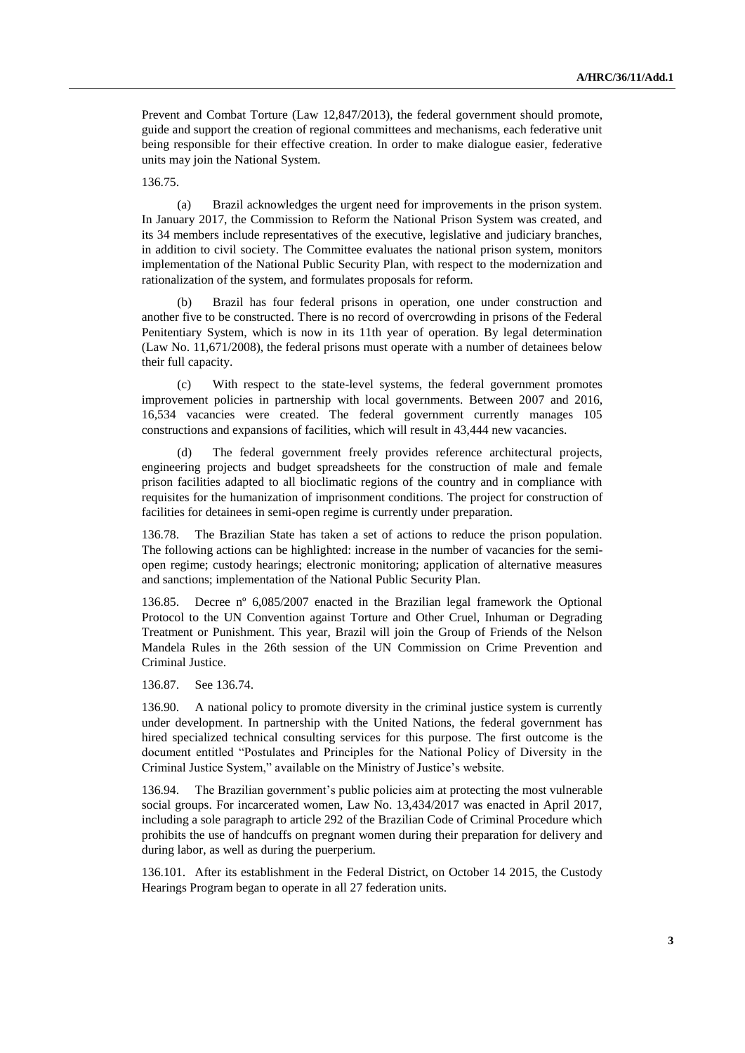Prevent and Combat Torture (Law 12,847/2013), the federal government should promote, guide and support the creation of regional committees and mechanisms, each federative unit being responsible for their effective creation. In order to make dialogue easier, federative units may join the National System.

136.75.

(a) Brazil acknowledges the urgent need for improvements in the prison system. In January 2017, the Commission to Reform the National Prison System was created, and its 34 members include representatives of the executive, legislative and judiciary branches, in addition to civil society. The Committee evaluates the national prison system, monitors implementation of the National Public Security Plan, with respect to the modernization and rationalization of the system, and formulates proposals for reform.

(b) Brazil has four federal prisons in operation, one under construction and another five to be constructed. There is no record of overcrowding in prisons of the Federal Penitentiary System, which is now in its 11th year of operation. By legal determination (Law No. 11,671/2008), the federal prisons must operate with a number of detainees below their full capacity.

(c) With respect to the state-level systems, the federal government promotes improvement policies in partnership with local governments. Between 2007 and 2016, 16,534 vacancies were created. The federal government currently manages 105 constructions and expansions of facilities, which will result in 43,444 new vacancies.

(d) The federal government freely provides reference architectural projects, engineering projects and budget spreadsheets for the construction of male and female prison facilities adapted to all bioclimatic regions of the country and in compliance with requisites for the humanization of imprisonment conditions. The project for construction of facilities for detainees in semi-open regime is currently under preparation.

136.78. The Brazilian State has taken a set of actions to reduce the prison population. The following actions can be highlighted: increase in the number of vacancies for the semi-open regime; custody hearings; electronic monitoring; application of alternative measures and sanctions; implementation of the National Public Security Plan.

136.85. Decree nº 6,085/2007 enacted in the Brazilian legal framework the Optional Protocol to the UN Convention against Torture and Other Cruel, Inhuman or Degrading Treatment or Punishment. This year, Brazil will join the Group of Friends of the Nelson Mandela Rules in the 26th session of the UN Commission on Crime Prevention and Criminal Justice.

136.87. See 136.74.

136.90. A national policy to promote diversity in the criminal justice system is currently under development. In partnership with the United Nations, the federal government has hired specialized technical consulting services for this purpose. The first outcome is the document entitled "Postulates and Principles for the National Policy of Diversity in the Criminal Justice System," available on the Ministry of Justice's website.

136.94. The Brazilian government's public policies aim at protecting the most vulnerable social groups. For incarcerated women, Law No. 13,434/2017 was enacted in April 2017, including a sole paragraph to article 292 of the Brazilian Code of Criminal Procedure which prohibits the use of handcuffs on pregnant women during their preparation for delivery and during labor, as well as during the puerperium.

136.101. After its establishment in the Federal District, on October 14 2015, the Custody Hearings Program began to operate in all 27 federation units.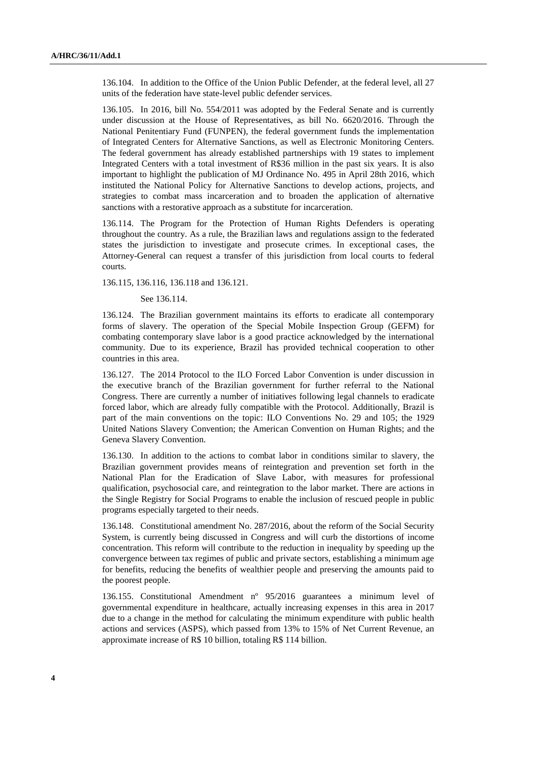136.104. In addition to the Office of the Union Public Defender, at the federal level, all 27 units of the federation have state-level public defender services.

136.105. In 2016, bill No. 554/2011 was adopted by the Federal Senate and is currently under discussion at the House of Representatives, as bill No. 6620/2016. Through the National Penitentiary Fund (FUNPEN), the federal government funds the implementation of Integrated Centers for Alternative Sanctions, as well as Electronic Monitoring Centers. The federal government has already established partnerships with 19 states to implement Integrated Centers with a total investment of R$36 million in the past six years. It is also important to highlight the publication of MJ Ordinance No. 495 in April 28th 2016, which instituted the National Policy for Alternative Sanctions to develop actions, projects, and strategies to combat mass incarceration and to broaden the application of alternative sanctions with a restorative approach as a substitute for incarceration.

136.114. The Program for the Protection of Human Rights Defenders is operating throughout the country. As a rule, the Brazilian laws and regulations assign to the federated states the jurisdiction to investigate and prosecute crimes. In exceptional cases, the Attorney-General can request a transfer of this jurisdiction from local courts to federal courts.

136.115, 136.116, 136.118 and 136.121.

See 136.114.

136.124. The Brazilian government maintains its efforts to eradicate all contemporary forms of slavery. The operation of the Special Mobile Inspection Group (GEFM) for combating contemporary slave labor is a good practice acknowledged by the international community. Due to its experience, Brazil has provided technical cooperation to other countries in this area.

136.127. The 2014 Protocol to the ILO Forced Labor Convention is under discussion in the executive branch of the Brazilian government for further referral to the National Congress. There are currently a number of initiatives following legal channels to eradicate forced labor, which are already fully compatible with the Protocol. Additionally, Brazil is part of the main conventions on the topic: ILO Conventions No. 29 and 105; the 1929 United Nations Slavery Convention; the American Convention on Human Rights; and the Geneva Slavery Convention.

136.130. In addition to the actions to combat labor in conditions similar to slavery, the Brazilian government provides means of reintegration and prevention set forth in the National Plan for the Eradication of Slave Labor, with measures for professional qualification, psychosocial care, and reintegration to the labor market. There are actions in the Single Registry for Social Programs to enable the inclusion of rescued people in public programs especially targeted to their needs.

136.148. Constitutional amendment No. 287/2016, about the reform of the Social Security System, is currently being discussed in Congress and will curb the distortions of income concentration. This reform will contribute to the reduction in inequality by speeding up the convergence between tax regimes of public and private sectors, establishing a minimum age for benefits, reducing the benefits of wealthier people and preserving the amounts paid to the poorest people.

136.155. Constitutional Amendment nº 95/2016 guarantees a minimum level of governmental expenditure in healthcare, actually increasing expenses in this area in 2017 due to a change in the method for calculating the minimum expenditure with public health actions and services (ASPS), which passed from 13% to 15% of Net Current Revenue, an approximate increase of R$ 10 billion, totaling R$ 114 billion.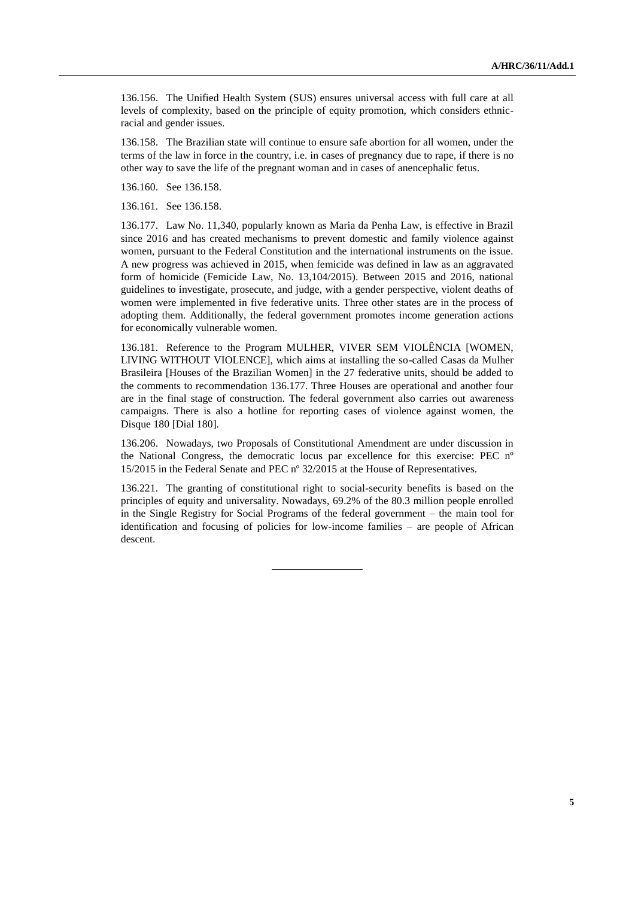136.156. The Unified Health System (SUS) ensures universal access with full care at all levels of complexity, based on the principle of equity promotion, which considers ethnic-racial and gender issues.

136.158. The Brazilian state will continue to ensure safe abortion for all women, under the terms of the law in force in the country, i.e. in cases of pregnancy due to rape, if there is no other way to save the life of the pregnant woman and in cases of anencephalic fetus.

136.160. See 136.158.

136.161. See 136.158.

136.177. Law No. 11,340, popularly known as Maria da Penha Law, is effective in Brazil since 2016 and has created mechanisms to prevent domestic and family violence against women, pursuant to the Federal Constitution and the international instruments on the issue. A new progress was achieved in 2015, when femicide was defined in law as an aggravated form of homicide (Femicide Law, No. 13,104/2015). Between 2015 and 2016, national guidelines to investigate, prosecute, and judge, with a gender perspective, violent deaths of women were implemented in five federative units. Three other states are in the process of adopting them. Additionally, the federal government promotes income generation actions for economically vulnerable women.

136.181. Reference to the Program MULHER, VIVER SEM VIOLÊNCIA [WOMEN, LIVING WITHOUT VIOLENCE], which aims at installing the so-called Casas da Mulher Brasileira [Houses of the Brazilian Women] in the 27 federative units, should be added to the comments to recommendation 136.177. Three Houses are operational and another four are in the final stage of construction. The federal government also carries out awareness campaigns. There is also a hotline for reporting cases of violence against women, the Disque 180 [Dial 180].

136.206. Nowadays, two Proposals of Constitutional Amendment are under discussion in the National Congress, the democratic locus par excellence for this exercise: PEC nº 15/2015 in the Federal Senate and PEC nº 32/2015 at the House of Representatives.

136.221. The granting of constitutional right to social-security benefits is based on the principles of equity and universality. Nowadays, 69.2% of the 80.3 million people enrolled in the Single Registry for Social Programs of the federal government – the main tool for identification and focusing of policies for low-income families – are people of African descent.